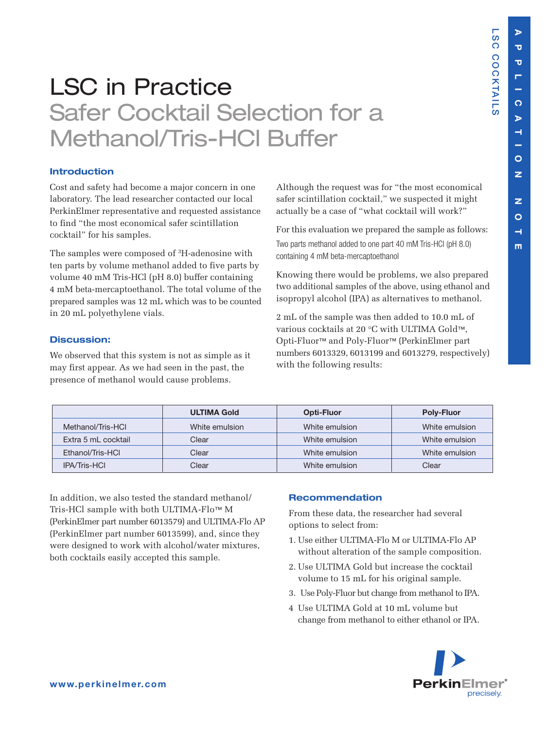# LSC in Practice

## Safer Cocktail Selection for a Methanol/Tris-HCl Buffer

### Introduction

Cost and safety had become a major concern in one laboratory. The lead researcher contacted our local PerkinElmer representative and requested assistance to find "the most economical safer scintillation cocktail" for his samples.

The samples were composed of $^{3}$H-adenosine with ten parts by volume methanol added to five parts by volume 40 mM Tris-HCl (pH 8.0) buffer containing 4 mM beta-mercaptoethanol. The total volume of the prepared samples was 12 mL which was to be counted in 20 mL polyethylene vials.

### Discussion:

We observed that this system is not as simple as it may first appear. As we had seen in the past, the presence of methanol would cause problems.

Although the request was for "the most economical safer scintillation cocktail," we suspected it might actually be a case of "what cocktail will work?"

For this evaluation we prepared the sample as follows:

Two parts methanol added to one part 40 mM Tris-HCl (pH 8.0) containing 4 mM beta-mercaptoethanol

Knowing there would be problems, we also prepared two additional samples of the above, using ethanol and isopropyl alcohol (IPA) as alternatives to methanol.

2 mL of the sample was then added to 10.0 mL of various cocktails at 20 °C with ULTIMA Gold™, Opti-Fluor™ and Poly-Fluor™ (PerkinElmer part numbers 6013329, 6013199 and 6013279, respectively) with the following results:

| | ULTIMA Gold | Opti-Fluor | Poly-Fluor |
|---|---|---|---|
| Methanol/Tris-HCl | White emulsion | White emulsion | White emulsion |
| Extra 5 mL cocktail | Clear | White emulsion | White emulsion |
| Ethanol/Tris-HCl | Clear | White emulsion | White emulsion |
| IPA/Tris-HCl | Clear | White emulsion | Clear |

In addition, we also tested the standard methanol/Tris-HCl sample with both ULTIMA-Flo™ M (PerkinElmer part number 6013579) and ULTIMA-Flo AP (PerkinElmer part number 6013599), and, since they were designed to work with alcohol/water mixtures, both cocktails easily accepted this sample.

### Recommendation

From these data, the researcher had several options to select from:

1. Use either ULTIMA-Flo M or ULTIMA-Flo AP without alteration of the sample composition.
2. Use ULTIMA Gold but increase the cocktail volume to 15 mL for his original sample.
3. Use Poly-Fluor but change from methanol to IPA.
4. Use ULTIMA Gold at 10 mL volume but change from methanol to either ethanol or IPA.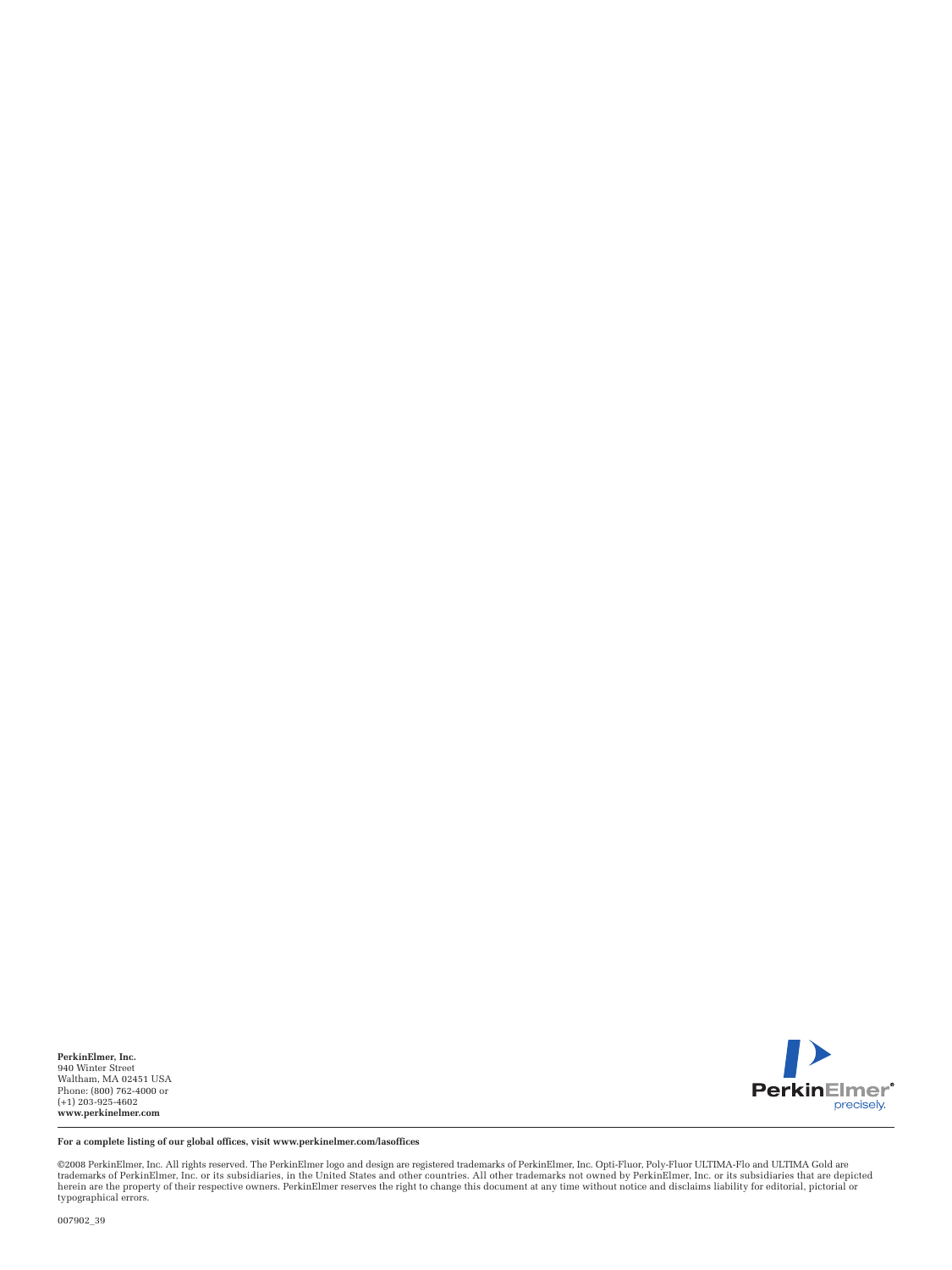**PerkinElmer, Inc.**
940 Winter Street
Waltham, MA 02451 USA
Phone: (800) 762-4000 or
(+1) 203-925-4602
**www.perkinelmer.com**

PerkinElmer®
precisely.

**For a complete listing of our global offices, visit www.perkinelmer.com/lasoffices**

©2008 PerkinElmer, Inc. All rights reserved. The PerkinElmer logo and design are registered trademarks of PerkinElmer, Inc. Opti-Fluor, Poly-Fluor ULTIMA-Flo and ULTIMA Gold are trademarks of PerkinElmer, Inc. or its subsidiaries, in the United States and other countries. All other trademarks not owned by PerkinElmer, Inc. or its subsidiaries that are depicted herein are the property of their respective owners. PerkinElmer reserves the right to change this document at any time without notice and disclaims liability for editorial, pictorial or typographical errors.

007902_39